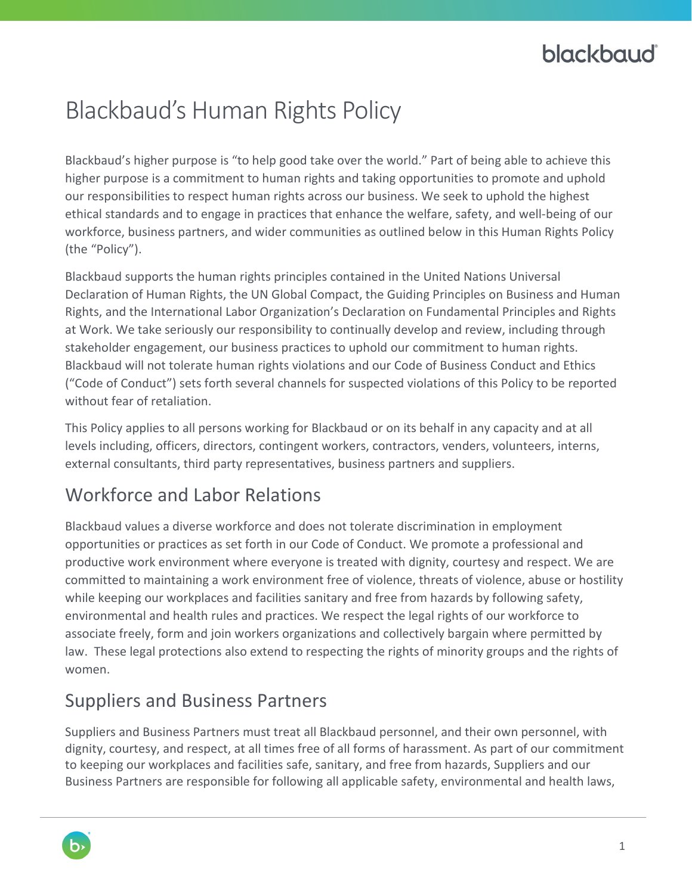# Blackbaud's Human Rights Policy

Blackbaud's higher purpose is "to help good take over the world." Part of being able to achieve this higher purpose is a commitment to human rights and taking opportunities to promote and uphold our responsibilities to respect human rights across our business. We seek to uphold the highest ethical standards and to engage in practices that enhance the welfare, safety, and well-being of our workforce, business partners, and wider communities as outlined below in this Human Rights Policy (the "Policy").

Blackbaud supports the human rights principles contained in the United Nations Universal Declaration of Human Rights, the UN Global Compact, the Guiding Principles on Business and Human Rights, and the International Labor Organization's Declaration on Fundamental Principles and Rights at Work. We take seriously our responsibility to continually develop and review, including through stakeholder engagement, our business practices to uphold our commitment to human rights. Blackbaud will not tolerate human rights violations and our Code of Business Conduct and Ethics ("Code of Conduct") sets forth several channels for suspected violations of this Policy to be reported without fear of retaliation.

This Policy applies to all persons working for Blackbaud or on its behalf in any capacity and at all levels including, officers, directors, contingent workers, contractors, venders, volunteers, interns, external consultants, third party representatives, business partners and suppliers.

## Workforce and Labor Relations

Blackbaud values a diverse workforce and does not tolerate discrimination in employment opportunities or practices as set forth in our Code of Conduct. We promote a professional and productive work environment where everyone is treated with dignity, courtesy and respect. We are committed to maintaining a work environment free of violence, threats of violence, abuse or hostility while keeping our workplaces and facilities sanitary and free from hazards by following safety, environmental and health rules and practices. We respect the legal rights of our workforce to associate freely, form and join workers organizations and collectively bargain where permitted by law. These legal protections also extend to respecting the rights of minority groups and the rights of women.

## Suppliers and Business Partners

Suppliers and Business Partners must treat all Blackbaud personnel, and their own personnel, with dignity, courtesy, and respect, at all times free of all forms of harassment. As part of our commitment to keeping our workplaces and facilities safe, sanitary, and free from hazards, Suppliers and our Business Partners are responsible for following all applicable safety, environmental and health laws,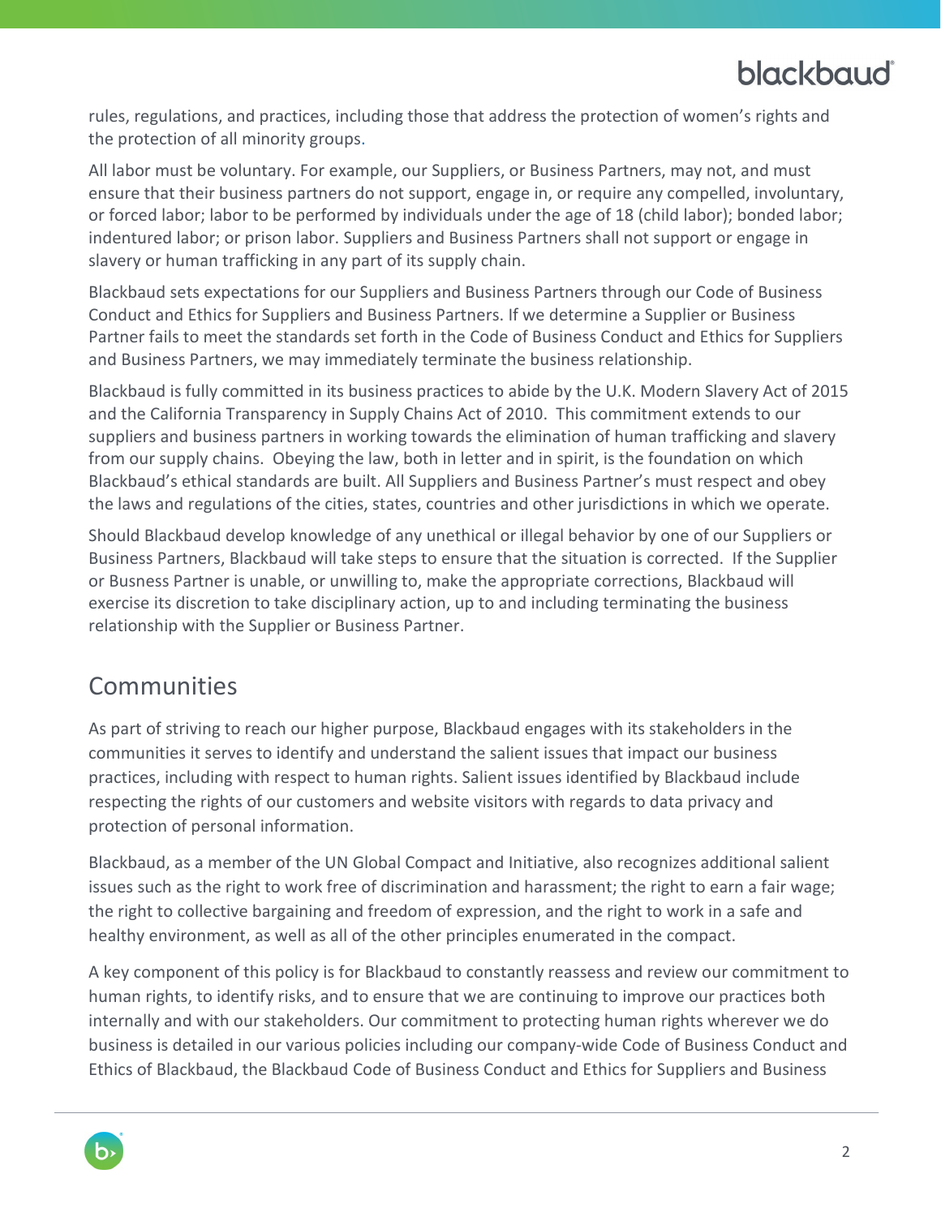rules, regulations, and practices, including those that address the protection of women's rights and the protection of all minority groups.

All labor must be voluntary. For example, our Suppliers, or Business Partners, may not, and must ensure that their business partners do not support, engage in, or require any compelled, involuntary, or forced labor; labor to be performed by individuals under the age of 18 (child labor); bonded labor; indentured labor; or prison labor. Suppliers and Business Partners shall not support or engage in slavery or human trafficking in any part of its supply chain.

Blackbaud sets expectations for our Suppliers and Business Partners through our Code of Business Conduct and Ethics for Suppliers and Business Partners. If we determine a Supplier or Business Partner fails to meet the standards set forth in the Code of Business Conduct and Ethics for Suppliers and Business Partners, we may immediately terminate the business relationship.

Blackbaud is fully committed in its business practices to abide by the U.K. Modern Slavery Act of 2015 and the California Transparency in Supply Chains Act of 2010. This commitment extends to our suppliers and business partners in working towards the elimination of human trafficking and slavery from our supply chains. Obeying the law, both in letter and in spirit, is the foundation on which Blackbaud's ethical standards are built. All Suppliers and Business Partner's must respect and obey the laws and regulations of the cities, states, countries and other jurisdictions in which we operate.

Should Blackbaud develop knowledge of any unethical or illegal behavior by one of our Suppliers or Business Partners, Blackbaud will take steps to ensure that the situation is corrected. If the Supplier or Busness Partner is unable, or unwilling to, make the appropriate corrections, Blackbaud will exercise its discretion to take disciplinary action, up to and including terminating the business relationship with the Supplier or Business Partner.

## Communities

As part of striving to reach our higher purpose, Blackbaud engages with its stakeholders in the communities it serves to identify and understand the salient issues that impact our business practices, including with respect to human rights. Salient issues identified by Blackbaud include respecting the rights of our customers and website visitors with regards to data privacy and protection of personal information.

Blackbaud, as a member of the UN Global Compact and Initiative, also recognizes additional salient issues such as the right to work free of discrimination and harassment; the right to earn a fair wage; the right to collective bargaining and freedom of expression, and the right to work in a safe and healthy environment, as well as all of the other principles enumerated in the compact.

A key component of this policy is for Blackbaud to constantly reassess and review our commitment to human rights, to identify risks, and to ensure that we are continuing to improve our practices both internally and with our stakeholders. Our commitment to protecting human rights wherever we do business is detailed in our various policies including our company-wide Code of Business Conduct and Ethics of Blackbaud, the Blackbaud Code of Business Conduct and Ethics for Suppliers and Business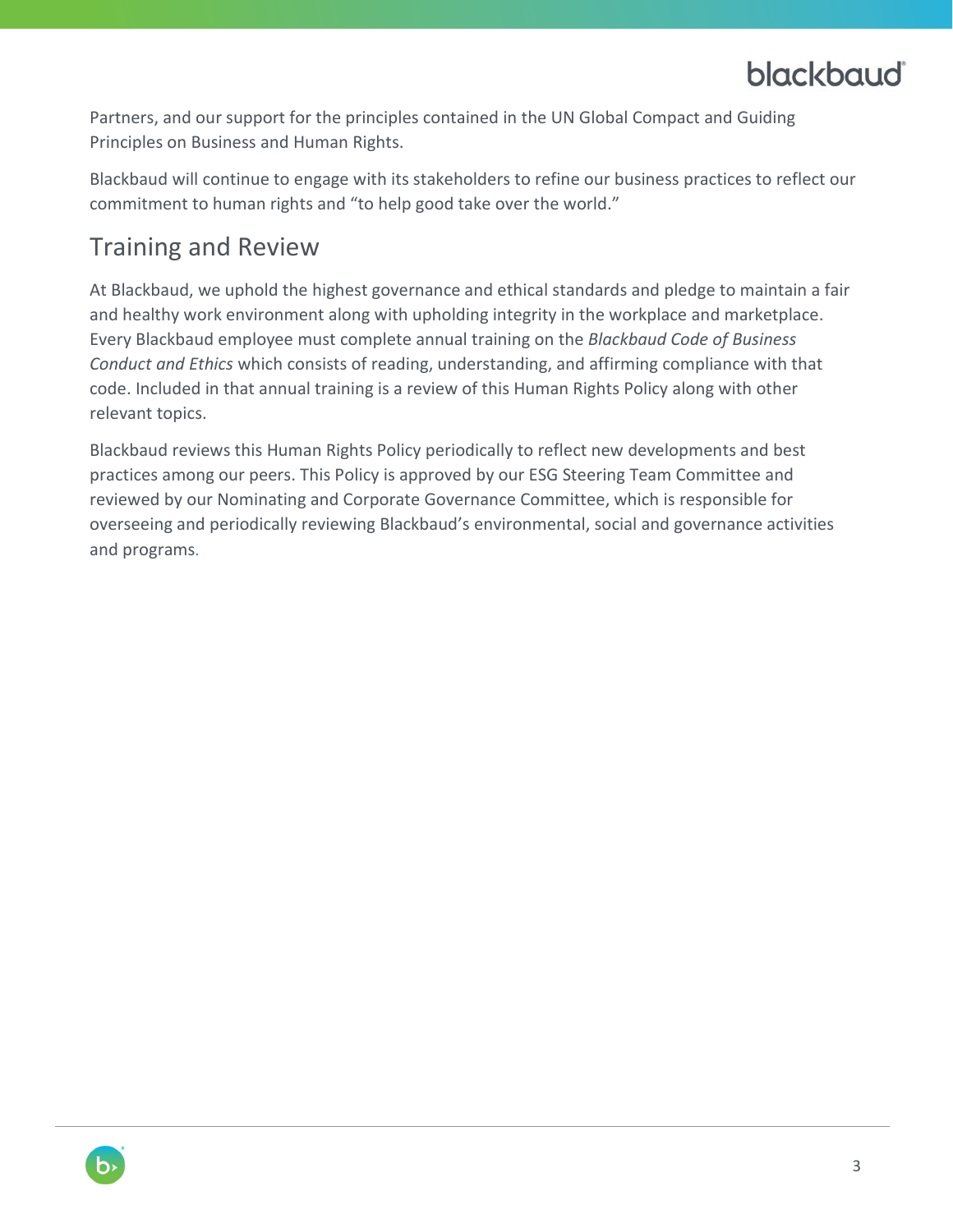Partners, and our support for the principles contained in the UN Global Compact and Guiding Principles on Business and Human Rights.

Blackbaud will continue to engage with its stakeholders to refine our business practices to reflect our commitment to human rights and "to help good take over the world."

## Training and Review

At Blackbaud, we uphold the highest governance and ethical standards and pledge to maintain a fair and healthy work environment along with upholding integrity in the workplace and marketplace. Every Blackbaud employee must complete annual training on the *Blackbaud Code of Business Conduct and Ethics* which consists of reading, understanding, and affirming compliance with that code. Included in that annual training is a review of this Human Rights Policy along with other relevant topics.

Blackbaud reviews this Human Rights Policy periodically to reflect new developments and best practices among our peers. This Policy is approved by our ESG Steering Team Committee and reviewed by our Nominating and Corporate Governance Committee, which is responsible for overseeing and periodically reviewing Blackbaud's environmental, social and governance activities and programs.